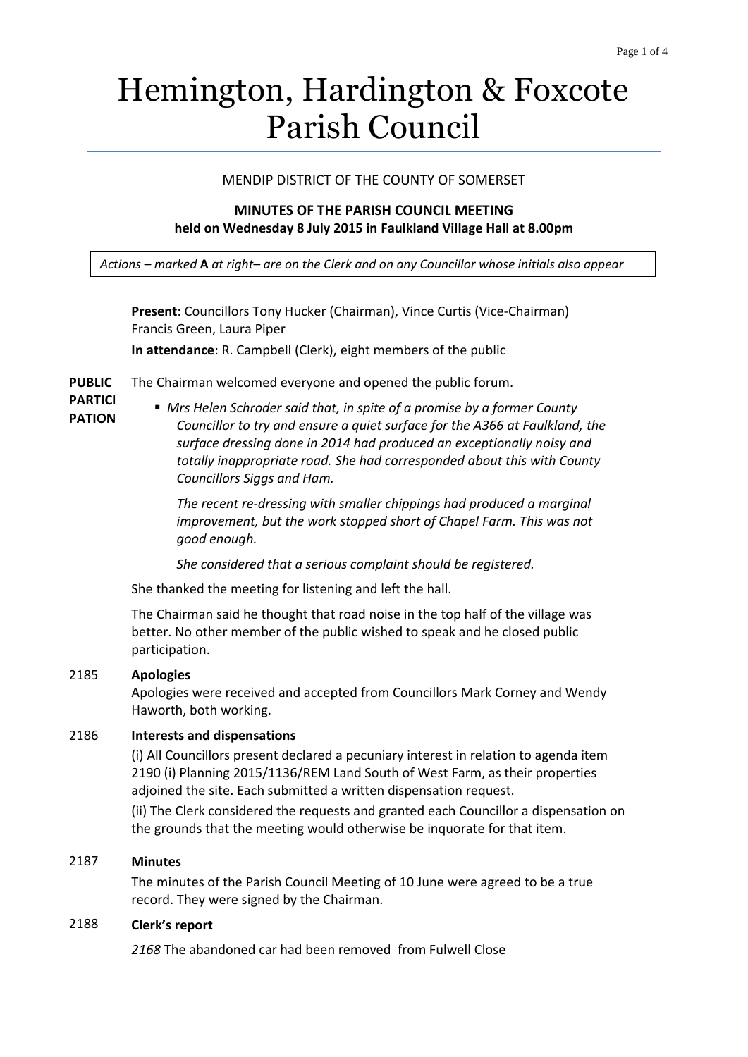# Hemington, Hardington & Foxcote Parish Council

MENDIP DISTRICT OF THE COUNTY OF SOMERSET

**MINUTES OF THE PARISH COUNCIL MEETING**
**held on Wednesday 8 July 2015 in Faulkland Village Hall at 8.00pm**

*Actions – marked* **A** *at right– are on the Clerk and on any Councillor whose initials also appear*

**Present**: Councillors Tony Hucker (Chairman), Vince Curtis (Vice-Chairman) Francis Green, Laura Piper

**In attendance**: R. Campbell (Clerk), eight members of the public

**PUBLIC PARTICIPATION**

The Chairman welcomed everyone and opened the public forum.

- *Mrs Helen Schroder said that, in spite of a promise by a former County Councillor to try and ensure a quiet surface for the A366 at Faulkland, the surface dressing done in 2014 had produced an exceptionally noisy and totally inappropriate road. She had corresponded about this with County Councillors Siggs and Ham.*

  *The recent re-dressing with smaller chippings had produced a marginal improvement, but the work stopped short of Chapel Farm. This was not good enough.*

  *She considered that a serious complaint should be registered.*

She thanked the meeting for listening and left the hall.

The Chairman said he thought that road noise in the top half of the village was better. No other member of the public wished to speak and he closed public participation.

**2185 Apologies**

Apologies were received and accepted from Councillors Mark Corney and Wendy Haworth, both working.

**2186 Interests and dispensations**

(i) All Councillors present declared a pecuniary interest in relation to agenda item 2190 (i) Planning 2015/1136/REM Land South of West Farm, as their properties adjoined the site. Each submitted a written dispensation request.

(ii) The Clerk considered the requests and granted each Councillor a dispensation on the grounds that the meeting would otherwise be inquorate for that item.

**2187 Minutes**

The minutes of the Parish Council Meeting of 10 June were agreed to be a true record. They were signed by the Chairman.

**2188 Clerk's report**

*2168* The abandoned car had been removed from Fulwell Close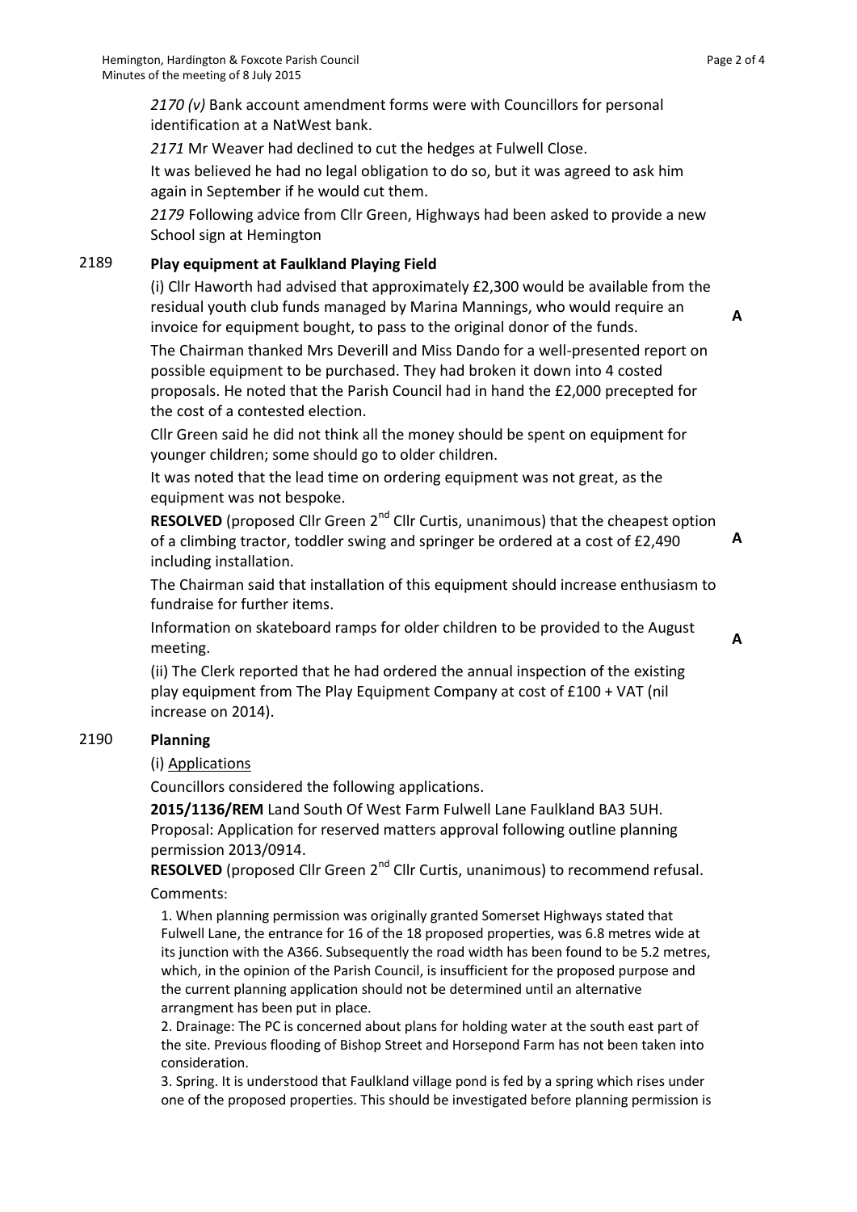*2170 (v)* Bank account amendment forms were with Councillors for personal identification at a NatWest bank.

*2171* Mr Weaver had declined to cut the hedges at Fulwell Close.

It was believed he had no legal obligation to do so, but it was agreed to ask him again in September if he would cut them.

*2179* Following advice from Cllr Green, Highways had been asked to provide a new School sign at Hemington

## 2189 Play equipment at Faulkland Playing Field

(i) Cllr Haworth had advised that approximately £2,300 would be available from the residual youth club funds managed by Marina Mannings, who would require an invoice for equipment bought, to pass to the original donor of the funds. **A**

The Chairman thanked Mrs Deverill and Miss Dando for a well-presented report on possible equipment to be purchased. They had broken it down into 4 costed proposals. He noted that the Parish Council had in hand the £2,000 precepted for the cost of a contested election.

Cllr Green said he did not think all the money should be spent on equipment for younger children; some should go to older children.

It was noted that the lead time on ordering equipment was not great, as the equipment was not bespoke.

**RESOLVED** (proposed Cllr Green 2nd Cllr Curtis, unanimous) that the cheapest option of a climbing tractor, toddler swing and springer be ordered at a cost of £2,490 including installation. **A**

The Chairman said that installation of this equipment should increase enthusiasm to fundraise for further items.

Information on skateboard ramps for older children to be provided to the August meeting. **A**

(ii) The Clerk reported that he had ordered the annual inspection of the existing play equipment from The Play Equipment Company at cost of £100 + VAT (nil increase on 2014).

## 2190 Planning

(i) Applications

Councillors considered the following applications.

**2015/1136/REM** Land South Of West Farm Fulwell Lane Faulkland BA3 5UH.
Proposal: Application for reserved matters approval following outline planning permission 2013/0914.

**RESOLVED** (proposed Cllr Green 2nd Cllr Curtis, unanimous) to recommend refusal.

Comments:

1. When planning permission was originally granted Somerset Highways stated that Fulwell Lane, the entrance for 16 of the 18 proposed properties, was 6.8 metres wide at its junction with the A366. Subsequently the road width has been found to be 5.2 metres, which, in the opinion of the Parish Council, is insufficient for the proposed purpose and the current planning application should not be determined until an alternative arrangment has been put in place.

2. Drainage: The PC is concerned about plans for holding water at the south east part of the site. Previous flooding of Bishop Street and Horsepond Farm has not been taken into consideration.

3. Spring. It is understood that Faulkland village pond is fed by a spring which rises under one of the proposed properties. This should be investigated before planning permission is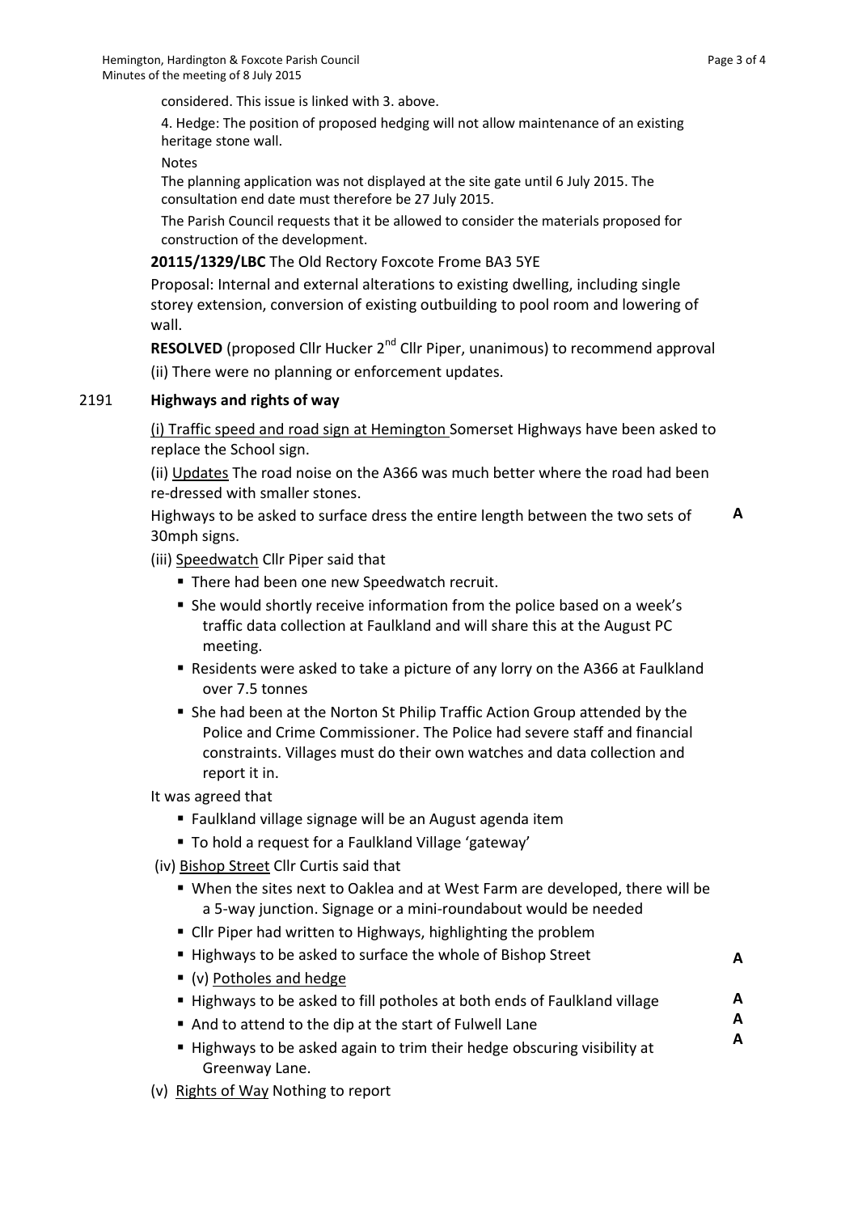considered. This issue is linked with 3. above.

4. Hedge: The position of proposed hedging will not allow maintenance of an existing heritage stone wall.

Notes

The planning application was not displayed at the site gate until 6 July 2015. The consultation end date must therefore be 27 July 2015.

The Parish Council requests that it be allowed to consider the materials proposed for construction of the development.

**20115/1329/LBC** The Old Rectory Foxcote Frome BA3 5YE

Proposal: Internal and external alterations to existing dwelling, including single storey extension, conversion of existing outbuilding to pool room and lowering of wall.

**RESOLVED** (proposed Cllr Hucker 2nd Cllr Piper, unanimous) to recommend approval

(ii) There were no planning or enforcement updates.

## 2191 Highways and rights of way

(i) Traffic speed and road sign at Hemington Somerset Highways have been asked to replace the School sign.

(ii) Updates The road noise on the A366 was much better where the road had been re-dressed with smaller stones.

Highways to be asked to surface dress the entire length between the two sets of 30mph signs. **A**

(iii) Speedwatch Cllr Piper said that

- There had been one new Speedwatch recruit.
- She would shortly receive information from the police based on a week's traffic data collection at Faulkland and will share this at the August PC meeting.
- Residents were asked to take a picture of any lorry on the A366 at Faulkland over 7.5 tonnes
- She had been at the Norton St Philip Traffic Action Group attended by the Police and Crime Commissioner. The Police had severe staff and financial constraints. Villages must do their own watches and data collection and report it in.

It was agreed that

- Faulkland village signage will be an August agenda item
- To hold a request for a Faulkland Village 'gateway'

(iv) Bishop Street Cllr Curtis said that

- When the sites next to Oaklea and at West Farm are developed, there will be a 5-way junction. Signage or a mini-roundabout would be needed
- Cllr Piper had written to Highways, highlighting the problem
- Highways to be asked to surface the whole of Bishop Street **A**
- (v) Potholes and hedge
- Highways to be asked to fill potholes at both ends of Faulkland village **A**
- And to attend to the dip at the start of Fulwell Lane **A**
- Highways to be asked again to trim their hedge obscuring visibility at Greenway Lane. **A**

(v) Rights of Way Nothing to report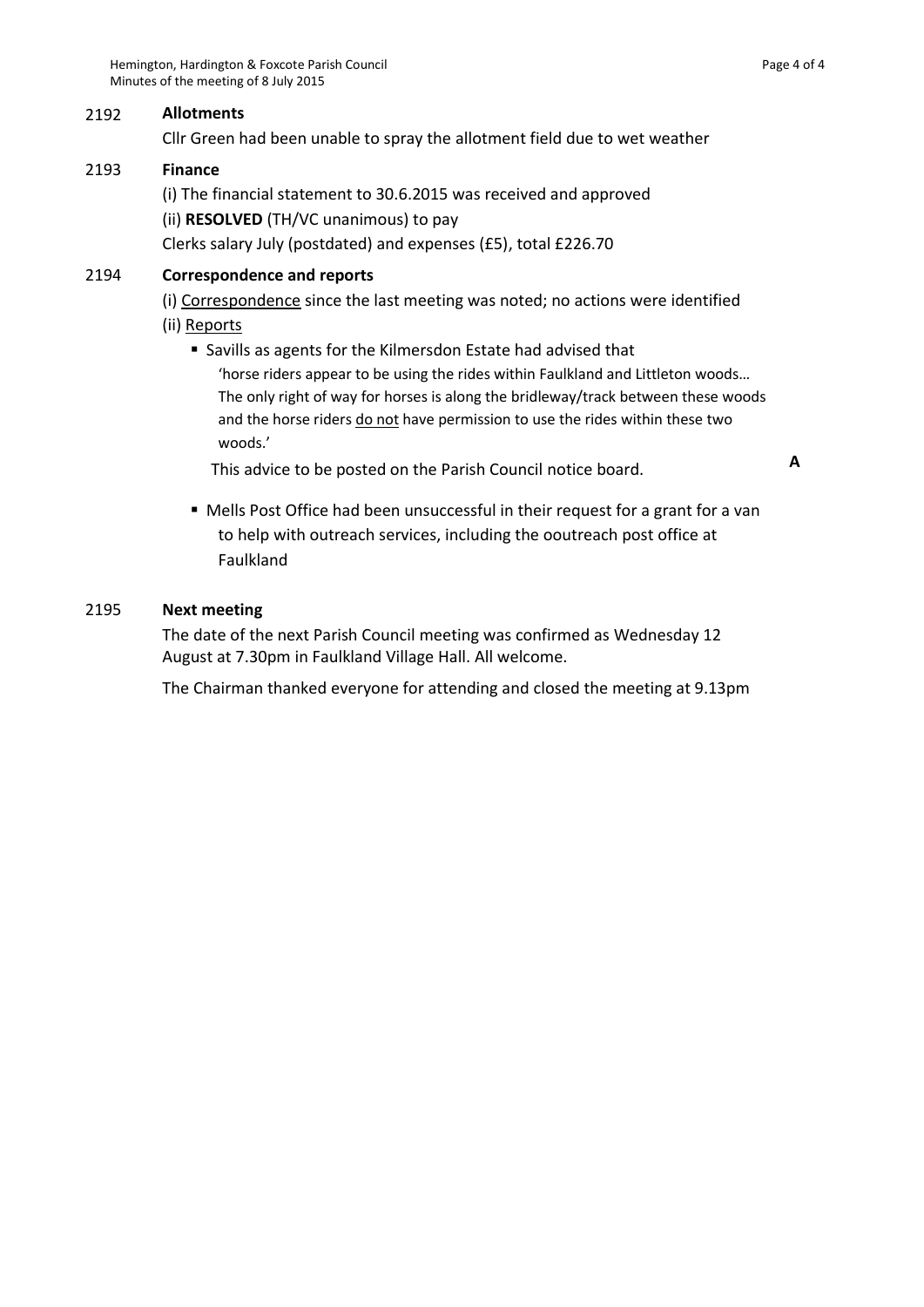2192 **Allotments**

Cllr Green had been unable to spray the allotment field due to wet weather

2193 **Finance**

(i) The financial statement to 30.6.2015 was received and approved

(ii) **RESOLVED** (TH/VC unanimous) to pay

Clerks salary July (postdated) and expenses (£5), total £226.70

2194 **Correspondence and reports**

(i) Correspondence since the last meeting was noted; no actions were identified

(ii) Reports

- Savills as agents for the Kilmersdon Estate had advised that

  'horse riders appear to be using the rides within Faulkland and Littleton woods… The only right of way for horses is along the bridleway/track between these woods and the horse riders do not have permission to use the rides within these two woods.'

  This advice to be posted on the Parish Council notice board. **A**

- Mells Post Office had been unsuccessful in their request for a grant for a van to help with outreach services, including the ooutreach post office at Faulkland

2195 **Next meeting**

The date of the next Parish Council meeting was confirmed as Wednesday 12 August at 7.30pm in Faulkland Village Hall. All welcome.

The Chairman thanked everyone for attending and closed the meeting at 9.13pm